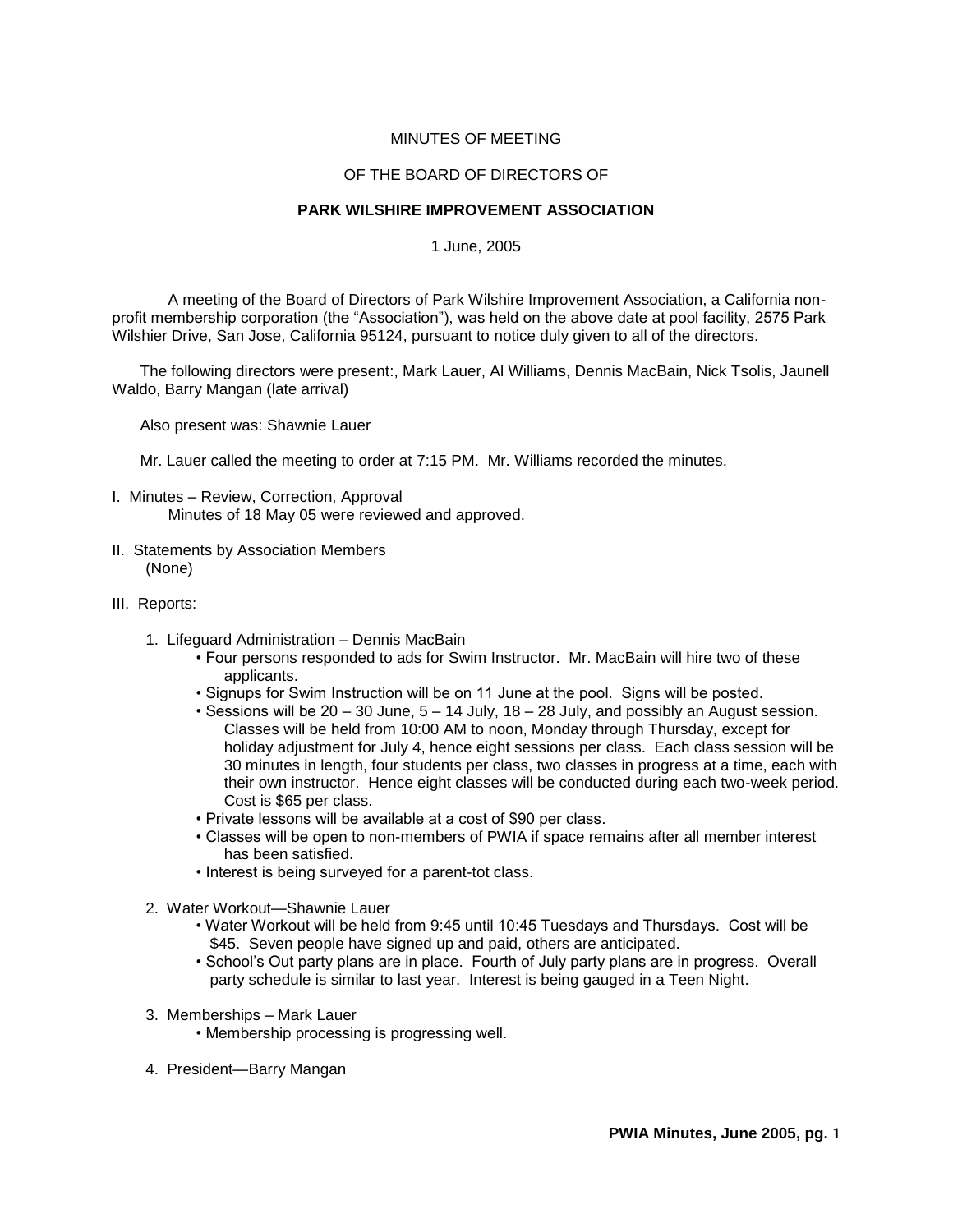MINUTES OF MEETING

OF THE BOARD OF DIRECTORS OF

**PARK WILSHIRE IMPROVEMENT ASSOCIATION**

1 June, 2005

A meeting of the Board of Directors of Park Wilshire Improvement Association, a California non-profit membership corporation (the "Association"), was held on the above date at pool facility, 2575 Park Wilshier Drive, San Jose, California 95124, pursuant to notice duly given to all of the directors.

The following directors were present:, Mark Lauer, Al Williams, Dennis MacBain, Nick Tsolis, Jaunell Waldo, Barry Mangan (late arrival)

Also present was: Shawnie Lauer

Mr. Lauer called the meeting to order at 7:15 PM. Mr. Williams recorded the minutes.

I. Minutes – Review, Correction, Approval
   Minutes of 18 May 05 were reviewed and approved.

II. Statements by Association Members
   (None)

III. Reports:

1. Lifeguard Administration – Dennis MacBain
   - Four persons responded to ads for Swim Instructor. Mr. MacBain will hire two of these applicants.
   - Signups for Swim Instruction will be on 11 June at the pool. Signs will be posted.
   - Sessions will be 20 – 30 June, 5 – 14 July, 18 – 28 July, and possibly an August session. Classes will be held from 10:00 AM to noon, Monday through Thursday, except for holiday adjustment for July 4, hence eight sessions per class. Each class session will be 30 minutes in length, four students per class, two classes in progress at a time, each with their own instructor. Hence eight classes will be conducted during each two-week period. Cost is $65 per class.
   - Private lessons will be available at a cost of $90 per class.
   - Classes will be open to non-members of PWIA if space remains after all member interest has been satisfied.
   - Interest is being surveyed for a parent-tot class.

2. Water Workout—Shawnie Lauer
   - Water Workout will be held from 9:45 until 10:45 Tuesdays and Thursdays. Cost will be $45. Seven people have signed up and paid, others are anticipated.
   - School's Out party plans are in place. Fourth of July party plans are in progress. Overall party schedule is similar to last year. Interest is being gauged in a Teen Night.

3. Memberships – Mark Lauer
   - Membership processing is progressing well.

4. President—Barry Mangan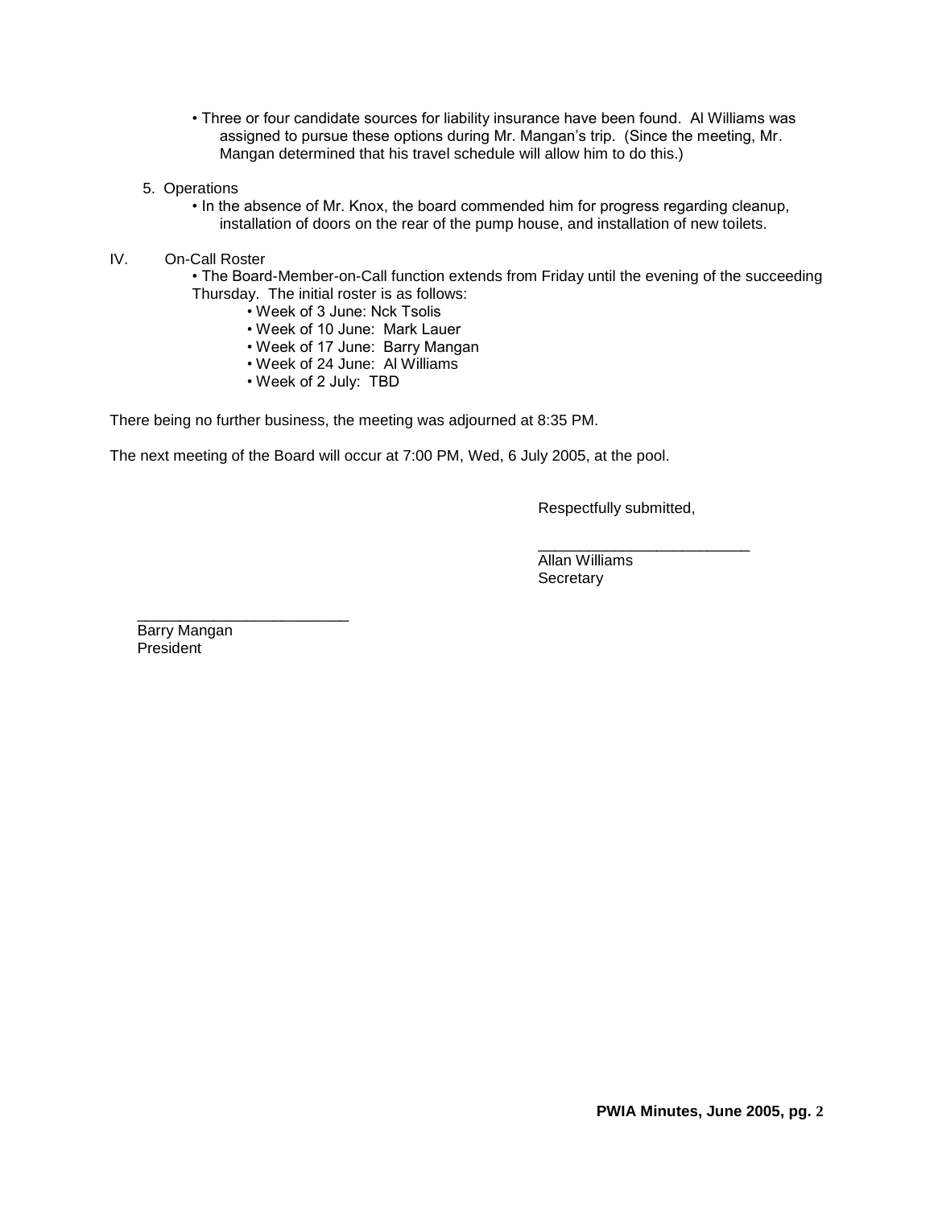- Three or four candidate sources for liability insurance have been found. Al Williams was assigned to pursue these options during Mr. Mangan's trip. (Since the meeting, Mr. Mangan determined that his travel schedule will allow him to do this.)

5. Operations
   - In the absence of Mr. Knox, the board commended him for progress regarding cleanup, installation of doors on the rear of the pump house, and installation of new toilets.

IV. On-Call Roster

- The Board-Member-on-Call function extends from Friday until the evening of the succeeding Thursday. The initial roster is as follows:
  - Week of 3 June: Nck Tsolis
  - Week of 10 June: Mark Lauer
  - Week of 17 June: Barry Mangan
  - Week of 24 June: Al Williams
  - Week of 2 July: TBD

There being no further business, the meeting was adjourned at 8:35 PM.

The next meeting of the Board will occur at 7:00 PM, Wed, 6 July 2005, at the pool.

Respectfully submitted,

_________________________
Allan Williams
Secretary

_________________________
Barry Mangan
President